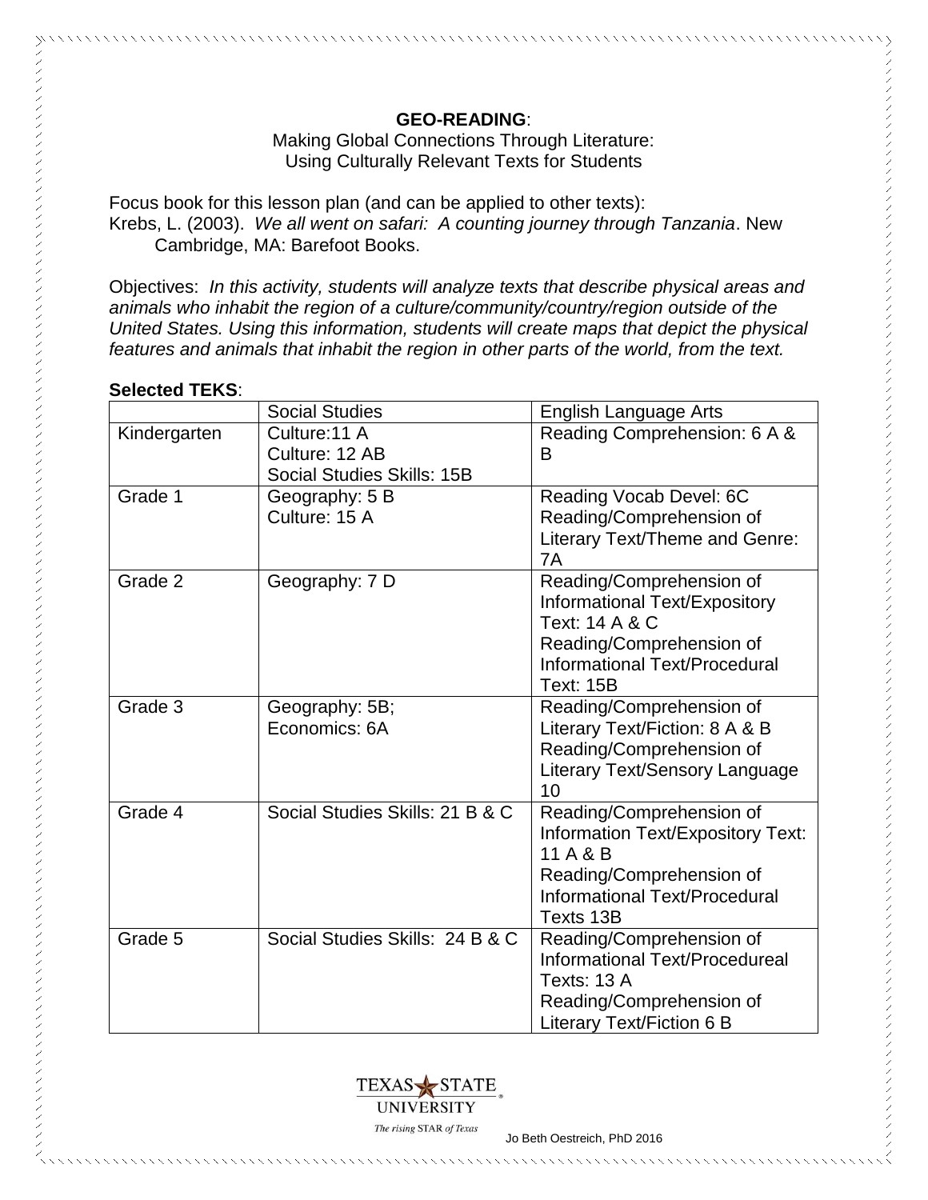**GEO-READING**:

Making Global Connections Through Literature:
Using Culturally Relevant Texts for Students

Focus book for this lesson plan (and can be applied to other texts):
Krebs, L. (2003). *We all went on safari: A counting journey through Tanzania*. New Cambridge, MA: Barefoot Books.

Objectives: *In this activity, students will analyze texts that describe physical areas and animals who inhabit the region of a culture/community/country/region outside of the United States. Using this information, students will create maps that depict the physical features and animals that inhabit the region in other parts of the world, from the text.*

**Selected TEKS**:

| | Social Studies | English Language Arts |
|---|---|---|
| Kindergarten | Culture:11 A<br>Culture: 12 AB<br>Social Studies Skills: 15B | Reading Comprehension: 6 A & B |
| Grade 1 | Geography: 5 B<br>Culture: 15 A | Reading Vocab Devel: 6C<br>Reading/Comprehension of Literary Text/Theme and Genre: 7A |
| Grade 2 | Geography: 7 D | Reading/Comprehension of Informational Text/Expository Text: 14 A & C<br>Reading/Comprehension of Informational Text/Procedural Text: 15B |
| Grade 3 | Geography: 5B;<br>Economics: 6A | Reading/Comprehension of Literary Text/Fiction: 8 A & B<br>Reading/Comprehension of Literary Text/Sensory Language 10 |
| Grade 4 | Social Studies Skills: 21 B & C | Reading/Comprehension of Information Text/Expository Text: 11 A & B<br>Reading/Comprehension of Informational Text/Procedural Texts 13B |
| Grade 5 | Social Studies Skills: 24 B & C | Reading/Comprehension of Informational Text/Procedureal Texts: 13 A<br>Reading/Comprehension of Literary Text/Fiction 6 B |

TEXAS STATE UNIVERSITY
The rising STAR of Texas

Jo Beth Oestreich, PhD 2016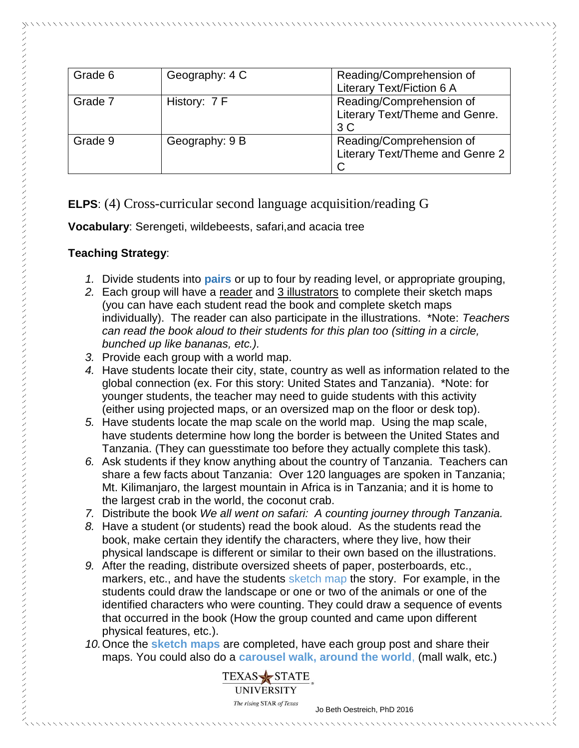| Grade 6 | Geography: 4 C | Reading/Comprehension of Literary Text/Fiction 6 A |
|---|---|---|
| Grade 7 | History: 7 F | Reading/Comprehension of Literary Text/Theme and Genre. 3 C |
| Grade 9 | Geography: 9 B | Reading/Comprehension of Literary Text/Theme and Genre 2 C |

**ELPS**: (4) Cross-curricular second language acquisition/reading G

**Vocabulary**: Serengeti, wildebeests, safari,and acacia tree

**Teaching Strategy**:

1. Divide students into **pairs** or up to four by reading level, or appropriate grouping,
2. Each group will have a reader and 3 illustrators to complete their sketch maps (you can have each student read the book and complete sketch maps individually). The reader can also participate in the illustrations. *Note: *Teachers can read the book aloud to their students for this plan too (sitting in a circle, bunched up like bananas, etc.).*
3. Provide each group with a world map.
4. Have students locate their city, state, country as well as information related to the global connection (ex. For this story: United States and Tanzania). *Note: for younger students, the teacher may need to guide students with this activity (either using projected maps, or an oversized map on the floor or desk top).
5. Have students locate the map scale on the world map. Using the map scale, have students determine how long the border is between the United States and Tanzania. (They can guesstimate too before they actually complete this task).
6. Ask students if they know anything about the country of Tanzania. Teachers can share a few facts about Tanzania: Over 120 languages are spoken in Tanzania; Mt. Kilimanjaro, the largest mountain in Africa is in Tanzania; and it is home to the largest crab in the world, the coconut crab.
7. Distribute the book *We all went on safari: A counting journey through Tanzania.*
8. Have a student (or students) read the book aloud. As the students read the book, make certain they identify the characters, where they live, how their physical landscape is different or similar to their own based on the illustrations.
9. After the reading, distribute oversized sheets of paper, posterboards, etc., markers, etc., and have the students sketch map the story. For example, in the students could draw the landscape or one or two of the animals or one of the identified characters who were counting. They could draw a sequence of events that occurred in the book (How the group counted and came upon different physical features, etc.).
10. Once the **sketch maps** are completed, have each group post and share their maps. You could also do a **carousel walk, around the world**, (mall walk, etc.)

TEXAS STATE UNIVERSITY
The rising STAR of Texas

Jo Beth Oestreich, PhD 2016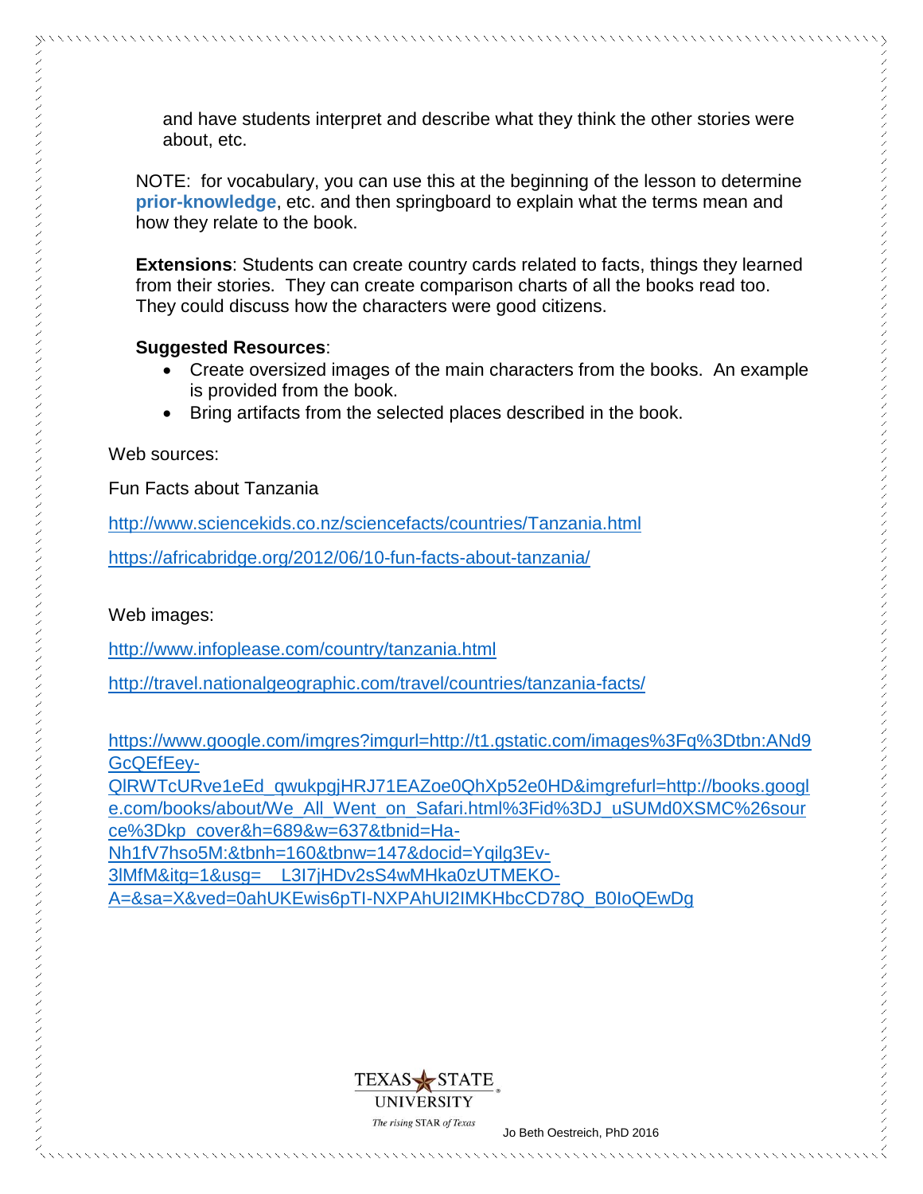and have students interpret and describe what they think the other stories were about, etc.

NOTE: for vocabulary, you can use this at the beginning of the lesson to determine **prior-knowledge**, etc. and then springboard to explain what the terms mean and how they relate to the book.

**Extensions**: Students can create country cards related to facts, things they learned from their stories. They can create comparison charts of all the books read too. They could discuss how the characters were good citizens.

**Suggested Resources**:

- Create oversized images of the main characters from the books. An example is provided from the book.
- Bring artifacts from the selected places described in the book.

Web sources:

Fun Facts about Tanzania

http://www.sciencekids.co.nz/sciencefacts/countries/Tanzania.html

https://africabridge.org/2012/06/10-fun-facts-about-tanzania/

Web images:

http://www.infoplease.com/country/tanzania.html

http://travel.nationalgeographic.com/travel/countries/tanzania-facts/

https://www.google.com/imgres?imgurl=http://t1.gstatic.com/images%3Fq%3Dtbn:ANd9GcQEfEey-QlRWTcURve1eEd_qwukpgjHRJ71EAZoe0QhXp52e0HD&imgrefurl=http://books.google.com/books/about/We_All_Went_on_Safari.html%3Fid%3DJ_uSUMd0XSMC%26source%3Dkp_cover&h=689&w=637&tbnid=Ha-Nh1fV7hso5M:&tbnh=160&tbnw=147&docid=Yqilg3Ev-3lMfM&itg=1&usg=__L3I7jHDv2sS4wMHka0zUTMEKO-A=&sa=X&ved=0ahUKEwis6pTI-NXPAhUI2IMKHbcCD78Q_B0IoQEwDg

TEXAS STATE UNIVERSITY
The rising STAR of Texas

Jo Beth Oestreich, PhD 2016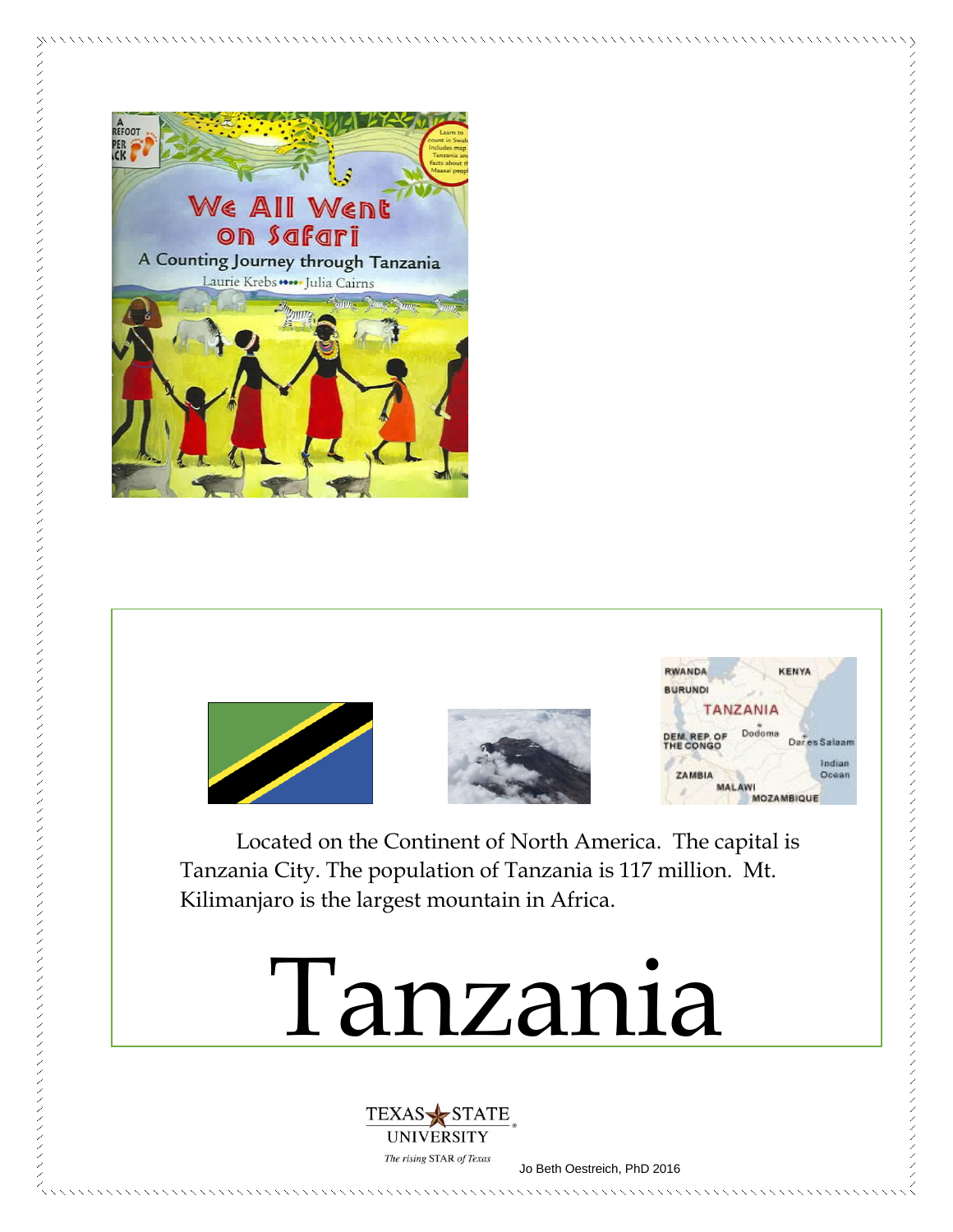Located on the Continent of North America. The capital is Tanzania City. The population of Tanzania is 117 million. Mt. Kilimanjaro is the largest mountain in Africa.

# Tanzania

Jo Beth Oestreich, PhD 2016